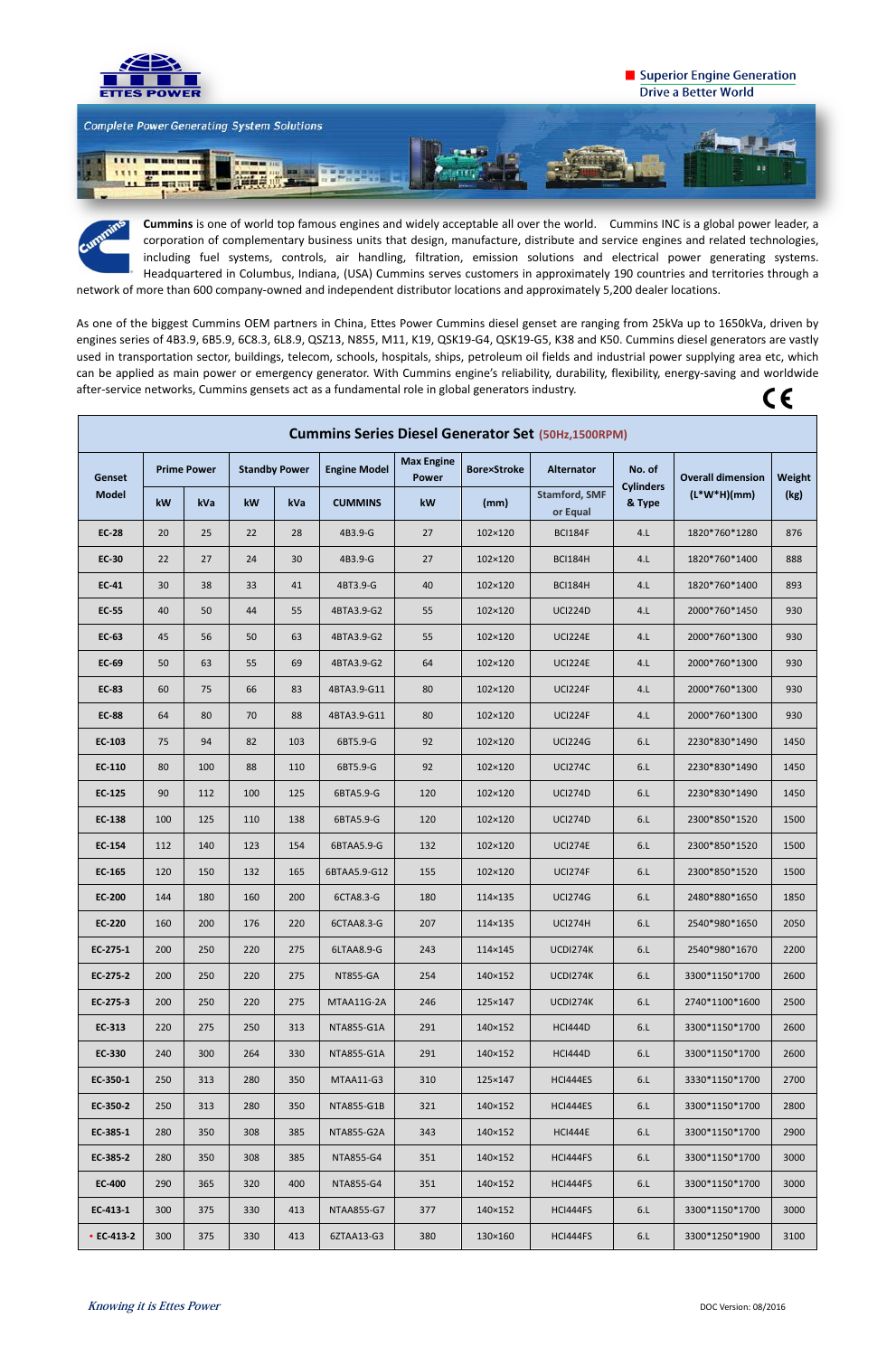ETTES POWER

Superior Engine Generation
Drive a Better World

*Complete Power Generating System Solutions*

**Cummins** is one of world top famous engines and widely acceptable all over the world. Cummins INC is a global power leader, a corporation of complementary business units that design, manufacture, distribute and service engines and related technologies, including fuel systems, controls, air handling, filtration, emission solutions and electrical power generating systems. Headquartered in Columbus, Indiana, (USA) Cummins serves customers in approximately 190 countries and territories through a network of more than 600 company-owned and independent distributor locations and approximately 5,200 dealer locations.

As one of the biggest Cummins OEM partners in China, Ettes Power Cummins diesel genset are ranging from 25kVa up to 1650kVa, driven by engines series of 4B3.9, 6B5.9, 6C8.3, 6L8.9, QSZ13, N855, M11, K19, QSK19-G4, QSK19-G5, K38 and K50. Cummins diesel generators are vastly used in transportation sector, buildings, telecom, schools, hospitals, ships, petroleum oil fields and industrial power supplying area etc, which can be applied as main power or emergency generator. With Cummins engine's reliability, durability, flexibility, energy-saving and worldwide after-service networks, Cummins gensets act as a fundamental role in global generators industry.

CE

## Cummins Series Diesel Generator Set (50Hz,1500RPM)

| Genset Model | Prime Power | | Standby Power | | Engine Model | Max Engine Power | Bore×Stroke | Alternator | No. of Cylinders & Type | Overall dimension (L*W*H)(mm) | Weight (kg) |
|---|---|---|---|---|---|---|---|---|---|---|---|
| | kW | kVa | kW | kVa | CUMMINS | kW | (mm) | Stamford, SMF or Equal | | | |
| EC-28 | 20 | 25 | 22 | 28 | 4B3.9-G | 27 | 102×120 | BCI184F | 4.L | 1820*760*1280 | 876 |
| EC-30 | 22 | 27 | 24 | 30 | 4B3.9-G | 27 | 102×120 | BCI184H | 4.L | 1820*760*1400 | 888 |
| EC-41 | 30 | 38 | 33 | 41 | 4BT3.9-G | 40 | 102×120 | BCI184H | 4.L | 1820*760*1400 | 893 |
| EC-55 | 40 | 50 | 44 | 55 | 4BTA3.9-G2 | 55 | 102×120 | UCI224D | 4.L | 2000*760*1450 | 930 |
| EC-63 | 45 | 56 | 50 | 63 | 4BTA3.9-G2 | 55 | 102×120 | UCI224E | 4.L | 2000*760*1300 | 930 |
| EC-69 | 50 | 63 | 55 | 69 | 4BTA3.9-G2 | 64 | 102×120 | UCI224E | 4.L | 2000*760*1300 | 930 |
| EC-83 | 60 | 75 | 66 | 83 | 4BTA3.9-G11 | 80 | 102×120 | UCI224F | 4.L | 2000*760*1300 | 930 |
| EC-88 | 64 | 80 | 70 | 88 | 4BTA3.9-G11 | 80 | 102×120 | UCI224F | 4.L | 2000*760*1300 | 930 |
| EC-103 | 75 | 94 | 82 | 103 | 6BT5.9-G | 92 | 102×120 | UCI224G | 6.L | 2230*830*1490 | 1450 |
| EC-110 | 80 | 100 | 88 | 110 | 6BT5.9-G | 92 | 102×120 | UCI274C | 6.L | 2230*830*1490 | 1450 |
| EC-125 | 90 | 112 | 100 | 125 | 6BTA5.9-G | 120 | 102×120 | UCI274D | 6.L | 2230*830*1490 | 1450 |
| EC-138 | 100 | 125 | 110 | 138 | 6BTA5.9-G | 120 | 102×120 | UCI274D | 6.L | 2300*850*1520 | 1500 |
| EC-154 | 112 | 140 | 123 | 154 | 6BTAA5.9-G | 132 | 102×120 | UCI274E | 6.L | 2300*850*1520 | 1500 |
| EC-165 | 120 | 150 | 132 | 165 | 6BTAA5.9-G12 | 155 | 102×120 | UCI274F | 6.L | 2300*850*1520 | 1500 |
| EC-200 | 144 | 180 | 160 | 200 | 6CTA8.3-G | 180 | 114×135 | UCI274G | 6.L | 2480*880*1650 | 1850 |
| EC-220 | 160 | 200 | 176 | 220 | 6CTAA8.3-G | 207 | 114×135 | UCI274H | 6.L | 2540*980*1650 | 2050 |
| EC-275-1 | 200 | 250 | 220 | 275 | 6LTAA8.9-G | 243 | 114×145 | UCDI274K | 6.L | 2540*980*1670 | 2200 |
| EC-275-2 | 200 | 250 | 220 | 275 | NT855-GA | 254 | 140×152 | UCDI274K | 6.L | 3300*1150*1700 | 2600 |
| EC-275-3 | 200 | 250 | 220 | 275 | MTAA11G-2A | 246 | 125×147 | UCDI274K | 6.L | 2740*1100*1600 | 2500 |
| EC-313 | 220 | 275 | 250 | 313 | NTA855-G1A | 291 | 140×152 | HCI444D | 6.L | 3300*1150*1700 | 2600 |
| EC-330 | 240 | 300 | 264 | 330 | NTA855-G1A | 291 | 140×152 | HCI444D | 6.L | 3300*1150*1700 | 2600 |
| EC-350-1 | 250 | 313 | 280 | 350 | MTAA11-G3 | 310 | 125×147 | HCI444ES | 6.L | 3330*1150*1700 | 2700 |
| EC-350-2 | 250 | 313 | 280 | 350 | NTA855-G1B | 321 | 140×152 | HCI444ES | 6.L | 3300*1150*1700 | 2800 |
| EC-385-1 | 280 | 350 | 308 | 385 | NTA855-G2A | 343 | 140×152 | HCI444E | 6.L | 3300*1150*1700 | 2900 |
| EC-385-2 | 280 | 350 | 308 | 385 | NTA855-G4 | 351 | 140×152 | HCI444FS | 6.L | 3300*1150*1700 | 3000 |
| EC-400 | 290 | 365 | 320 | 400 | NTA855-G4 | 351 | 140×152 | HCI444FS | 6.L | 3300*1150*1700 | 3000 |
| EC-413-1 | 300 | 375 | 330 | 413 | NTAA855-G7 | 377 | 140×152 | HCI444FS | 6.L | 3300*1150*1700 | 3000 |
| • EC-413-2 | 300 | 375 | 330 | 413 | 6ZTAA13-G3 | 380 | 130×160 | HCI444FS | 6.L | 3300*1250*1900 | 3100 |

*Knowing it is Ettes Power*

DOC Version: 08/2016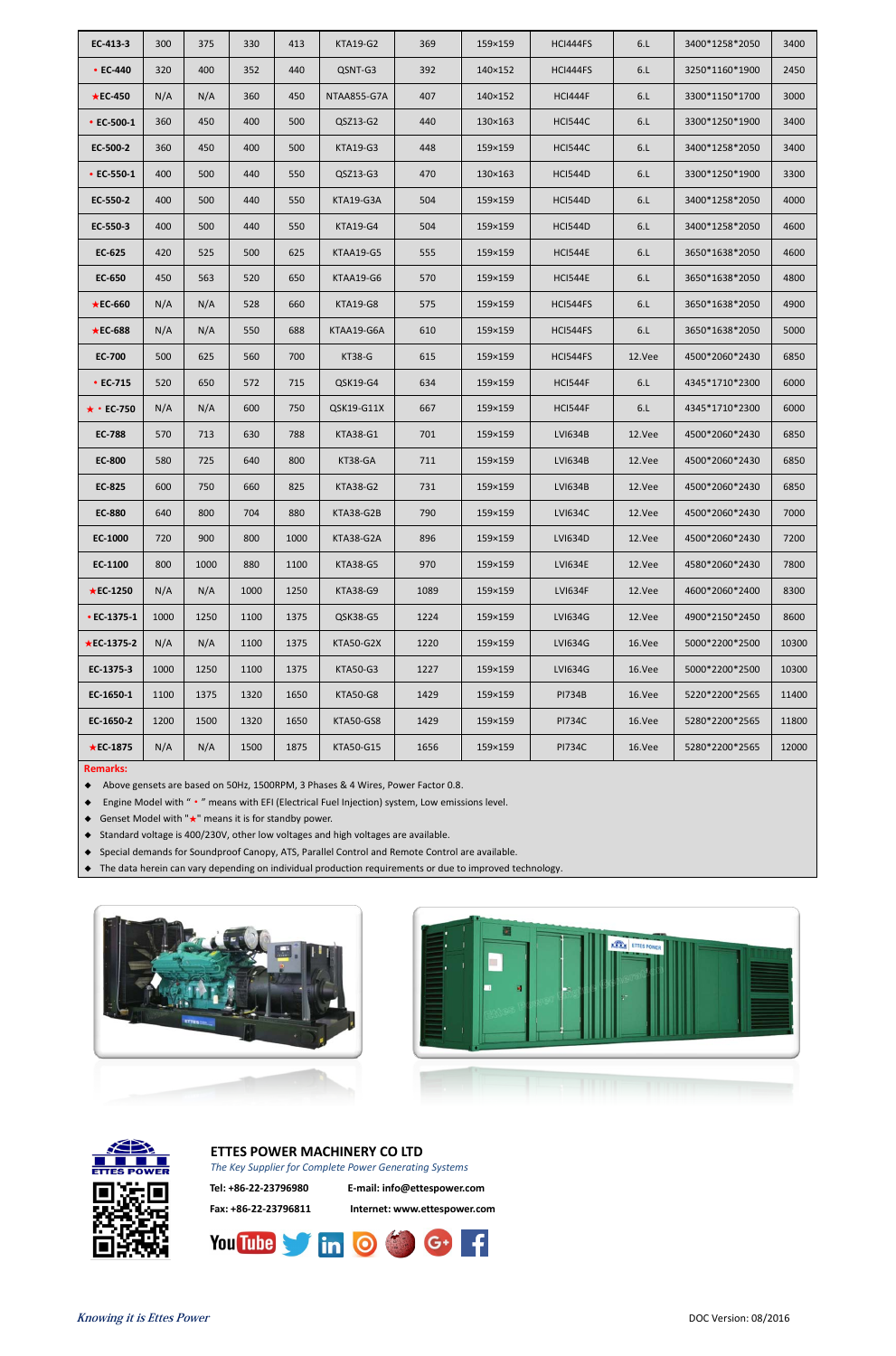| | | | | | | | | | | | |
|---|---|---|---|---|---|---|---|---|---|---|---|
| EC-413-3 | 300 | 375 | 330 | 413 | KTA19-G2 | 369 | 159×159 | HCI444FS | 6.L | 3400*1258*2050 | 3400 |
| • EC-440 | 320 | 400 | 352 | 440 | QSNT-G3 | 392 | 140×152 | HCI444FS | 6.L | 3250*1160*1900 | 2450 |
| ★EC-450 | N/A | N/A | 360 | 450 | NTAA855-G7A | 407 | 140×152 | HCI444F | 6.L | 3300*1150*1700 | 3000 |
| • EC-500-1 | 360 | 450 | 400 | 500 | QSZ13-G2 | 440 | 130×163 | HCI544C | 6.L | 3300*1250*1900 | 3400 |
| EC-500-2 | 360 | 450 | 400 | 500 | KTA19-G3 | 448 | 159×159 | HCI544C | 6.L | 3400*1258*2050 | 3400 |
| • EC-550-1 | 400 | 500 | 440 | 550 | QSZ13-G3 | 470 | 130×163 | HCI544D | 6.L | 3300*1250*1900 | 3300 |
| EC-550-2 | 400 | 500 | 440 | 550 | KTA19-G3A | 504 | 159×159 | HCI544D | 6.L | 3400*1258*2050 | 4000 |
| EC-550-3 | 400 | 500 | 440 | 550 | KTA19-G4 | 504 | 159×159 | HCI544D | 6.L | 3400*1258*2050 | 4600 |
| EC-625 | 420 | 525 | 500 | 625 | KTAA19-G5 | 555 | 159×159 | HCI544E | 6.L | 3650*1638*2050 | 4600 |
| EC-650 | 450 | 563 | 520 | 650 | KTAA19-G6 | 570 | 159×159 | HCI544E | 6.L | 3650*1638*2050 | 4800 |
| ★EC-660 | N/A | N/A | 528 | 660 | KTA19-G8 | 575 | 159×159 | HCI544FS | 6.L | 3650*1638*2050 | 4900 |
| ★EC-688 | N/A | N/A | 550 | 688 | KTAA19-G6A | 610 | 159×159 | HCI544FS | 6.L | 3650*1638*2050 | 5000 |
| EC-700 | 500 | 625 | 560 | 700 | KT38-G | 615 | 159×159 | HCI544FS | 12.Vee | 4500*2060*2430 | 6850 |
| • EC-715 | 520 | 650 | 572 | 715 | QSK19-G4 | 634 | 159×159 | HCI544F | 6.L | 4345*1710*2300 | 6000 |
| ★ • EC-750 | N/A | N/A | 600 | 750 | QSK19-G11X | 667 | 159×159 | HCI544F | 6.L | 4345*1710*2300 | 6000 |
| EC-788 | 570 | 713 | 630 | 788 | KTA38-G1 | 701 | 159×159 | LVI634B | 12.Vee | 4500*2060*2430 | 6850 |
| EC-800 | 580 | 725 | 640 | 800 | KT38-GA | 711 | 159×159 | LVI634B | 12.Vee | 4500*2060*2430 | 6850 |
| EC-825 | 600 | 750 | 660 | 825 | KTA38-G2 | 731 | 159×159 | LVI634B | 12.Vee | 4500*2060*2430 | 6850 |
| EC-880 | 640 | 800 | 704 | 880 | KTA38-G2B | 790 | 159×159 | LVI634C | 12.Vee | 4500*2060*2430 | 7000 |
| EC-1000 | 720 | 900 | 800 | 1000 | KTA38-G2A | 896 | 159×159 | LVI634D | 12.Vee | 4500*2060*2430 | 7200 |
| EC-1100 | 800 | 1000 | 880 | 1100 | KTA38-G5 | 970 | 159×159 | LVI634E | 12.Vee | 4580*2060*2430 | 7800 |
| ★EC-1250 | N/A | N/A | 1000 | 1250 | KTA38-G9 | 1089 | 159×159 | LVI634F | 12.Vee | 4600*2060*2400 | 8300 |
| • EC-1375-1 | 1000 | 1250 | 1100 | 1375 | QSK38-G5 | 1224 | 159×159 | LVI634G | 12.Vee | 4900*2150*2450 | 8600 |
| ★EC-1375-2 | N/A | N/A | 1100 | 1375 | KTA50-G2X | 1220 | 159×159 | LVI634G | 16.Vee | 5000*2200*2500 | 10300 |
| EC-1375-3 | 1000 | 1250 | 1100 | 1375 | KTA50-G3 | 1227 | 159×159 | LVI634G | 16.Vee | 5000*2200*2500 | 10300 |
| EC-1650-1 | 1100 | 1375 | 1320 | 1650 | KTA50-G8 | 1429 | 159×159 | PI734B | 16.Vee | 5220*2200*2565 | 11400 |
| EC-1650-2 | 1200 | 1500 | 1320 | 1650 | KTA50-GS8 | 1429 | 159×159 | PI734C | 16.Vee | 5280*2200*2565 | 11800 |
| ★EC-1875 | N/A | N/A | 1500 | 1875 | KTA50-G15 | 1656 | 159×159 | PI734C | 16.Vee | 5280*2200*2565 | 12000 |

**Remarks:**

- Above gensets are based on 50Hz, 1500RPM, 3 Phases & 4 Wires, Power Factor 0.8.
- Engine Model with " • " means with EFI (Electrical Fuel Injection) system, Low emissions level.
- Genset Model with "★" means it is for standby power.
- Standard voltage is 400/230V, other low voltages and high voltages are available.
- Special demands for Soundproof Canopy, ATS, Parallel Control and Remote Control are available.
- The data herein can vary depending on individual production requirements or due to improved technology.

ETTES POWER

**ETTES POWER MACHINERY CO LTD**

*The Key Supplier for Complete Power Generating Systems*

**Tel: +86-22-23796980** **E-mail: info@ettespower.com**

**Fax: +86-22-23796811** **Internet: www.ettespower.com**

*Knowing it is Ettes Power*

DOC Version: 08/2016